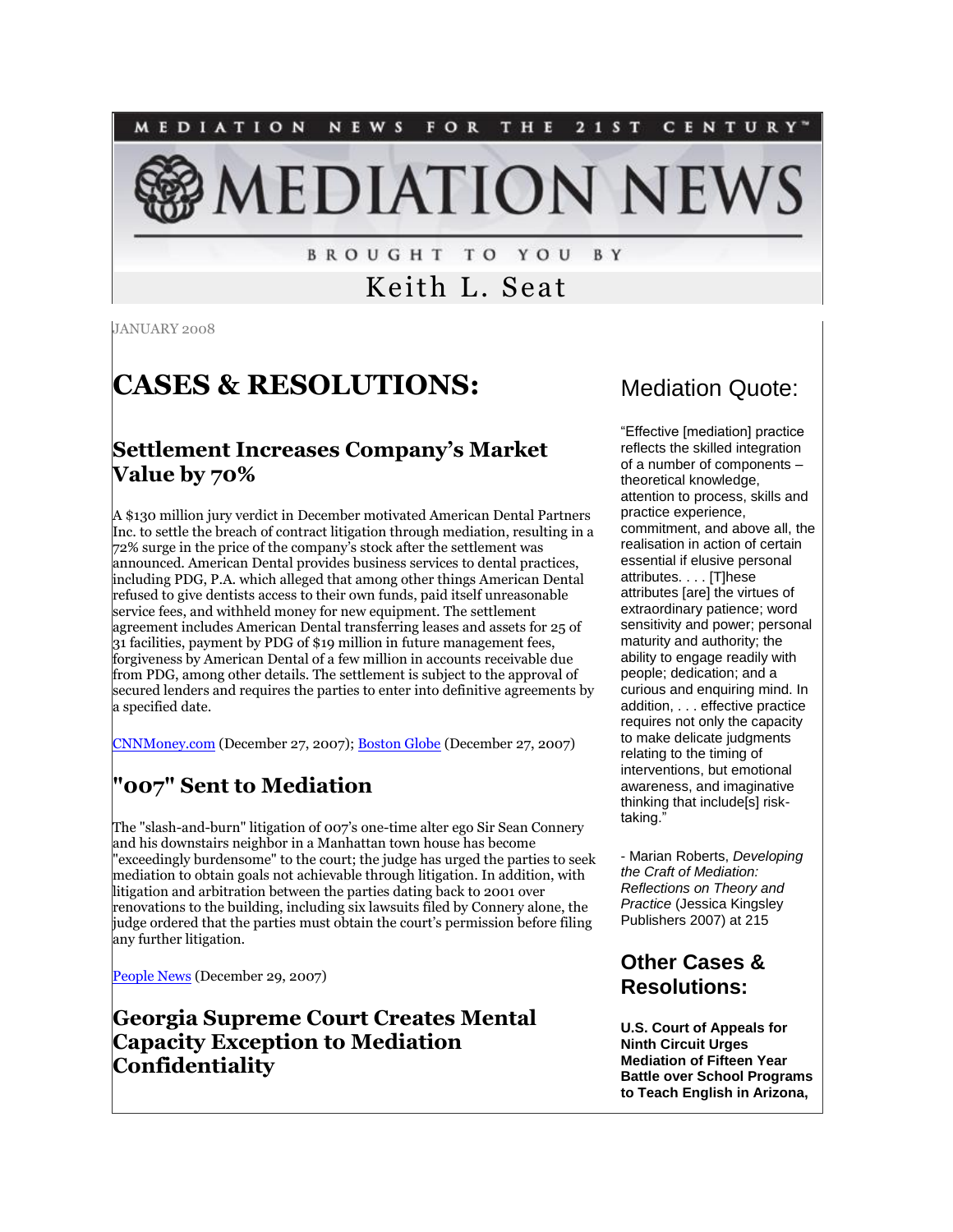MEDIATION NEWS FOR THE 21ST CENTURY™

# MEDIATION NEWS

BROUGHT TO YOU BY

Keith L. Seat

JANUARY 2008

# CASES & RESOLUTIONS:

## Settlement Increases Company's Market Value by 70%

A $130 million jury verdict in December motivated American Dental Partners Inc. to settle the breach of contract litigation through mediation, resulting in a 72% surge in the price of the company's stock after the settlement was announced. American Dental provides business services to dental practices, including PDG, P.A. which alleged that among other things American Dental refused to give dentists access to their own funds, paid itself unreasonable service fees, and withheld money for new equipment. The settlement agreement includes American Dental transferring leases and assets for 25 of 31 facilities, payment by PDG of $19 million in future management fees, forgiveness by American Dental of a few million in accounts receivable due from PDG, among other details. The settlement is subject to the approval of secured lenders and requires the parties to enter into definitive agreements by a specified date.

CNNMoney.com (December 27, 2007); Boston Globe (December 27, 2007)

## "007" Sent to Mediation

The "slash-and-burn" litigation of 007's one-time alter ego Sir Sean Connery and his downstairs neighbor in a Manhattan town house has become "exceedingly burdensome" to the court; the judge has urged the parties to seek mediation to obtain goals not achievable through litigation. In addition, with litigation and arbitration between the parties dating back to 2001 over renovations to the building, including six lawsuits filed by Connery alone, the judge ordered that the parties must obtain the court's permission before filing any further litigation.

People News (December 29, 2007)

## Georgia Supreme Court Creates Mental Capacity Exception to Mediation Confidentiality

## Mediation Quote:

"Effective [mediation] practice reflects the skilled integration of a number of components – theoretical knowledge, attention to process, skills and practice experience, commitment, and above all, the realisation in action of certain essential if elusive personal attributes. . . . [T]hese attributes [are] the virtues of extraordinary patience; word sensitivity and power; personal maturity and authority; the ability to engage readily with people; dedication; and a curious and enquiring mind. In addition, . . . effective practice requires not only the capacity to make delicate judgments relating to the timing of interventions, but emotional awareness, and imaginative thinking that include[s] risk-taking."

- Marian Roberts, *Developing the Craft of Mediation: Reflections on Theory and Practice* (Jessica Kingsley Publishers 2007) at 215

## Other Cases & Resolutions:

**U.S. Court of Appeals for Ninth Circuit Urges Mediation of Fifteen Year Battle over School Programs to Teach English in Arizona,**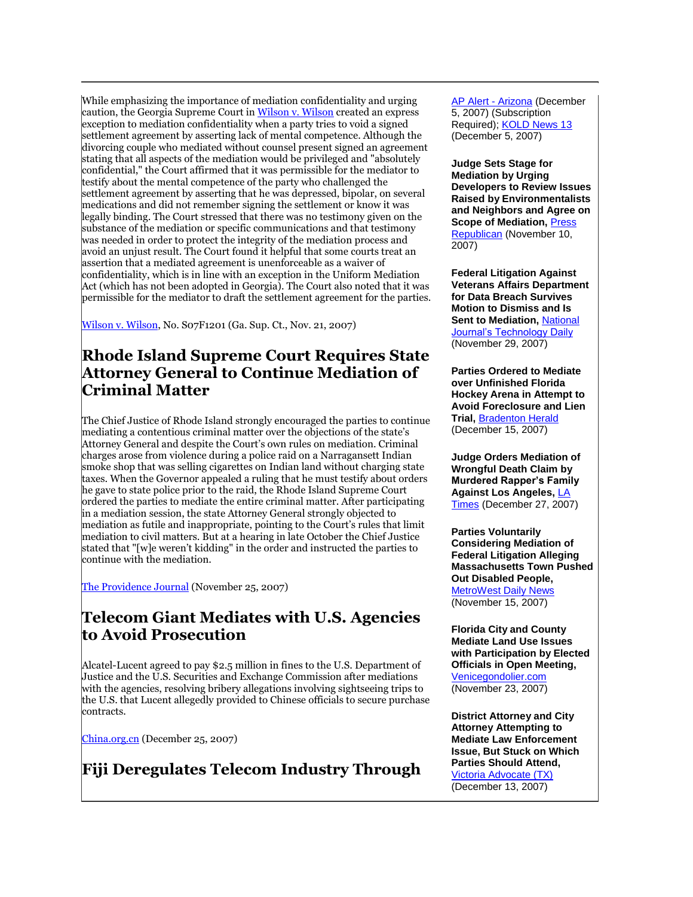While emphasizing the importance of mediation confidentiality and urging caution, the Georgia Supreme Court in Wilson v. Wilson created an express exception to mediation confidentiality when a party tries to void a signed settlement agreement by asserting lack of mental competence. Although the divorcing couple who mediated without counsel present signed an agreement stating that all aspects of the mediation would be privileged and "absolutely confidential," the Court affirmed that it was permissible for the mediator to testify about the mental competence of the party who challenged the settlement agreement by asserting that he was depressed, bipolar, on several medications and did not remember signing the settlement or know it was legally binding. The Court stressed that there was no testimony given on the substance of the mediation or specific communications and that testimony was needed in order to protect the integrity of the mediation process and avoid an unjust result. The Court found it helpful that some courts treat an assertion that a mediated agreement is unenforceable as a waiver of confidentiality, which is in line with an exception in the Uniform Mediation Act (which has not been adopted in Georgia). The Court also noted that it was permissible for the mediator to draft the settlement agreement for the parties.

Wilson v. Wilson, No. S07F1201 (Ga. Sup. Ct., Nov. 21, 2007)

## Rhode Island Supreme Court Requires State Attorney General to Continue Mediation of Criminal Matter

The Chief Justice of Rhode Island strongly encouraged the parties to continue mediating a contentious criminal matter over the objections of the state's Attorney General and despite the Court's own rules on mediation. Criminal charges arose from violence during a police raid on a Narragansett Indian smoke shop that was selling cigarettes on Indian land without charging state taxes. When the Governor appealed a ruling that he must testify about orders he gave to state police prior to the raid, the Rhode Island Supreme Court ordered the parties to mediate the entire criminal matter. After participating in a mediation session, the state Attorney General strongly objected to mediation as futile and inappropriate, pointing to the Court's rules that limit mediation to civil matters. But at a hearing in late October the Chief Justice stated that "[w]e weren't kidding" in the order and instructed the parties to continue with the mediation.

The Providence Journal (November 25, 2007)

## Telecom Giant Mediates with U.S. Agencies to Avoid Prosecution

Alcatel-Lucent agreed to pay $2.5 million in fines to the U.S. Department of Justice and the U.S. Securities and Exchange Commission after mediations with the agencies, resolving bribery allegations involving sightseeing trips to the U.S. that Lucent allegedly provided to Chinese officials to secure purchase contracts.

China.org.cn (December 25, 2007)

## Fiji Deregulates Telecom Industry Through

AP Alert - Arizona (December 5, 2007) (Subscription Required); KOLD News 13 (December 5, 2007)

**Judge Sets Stage for Mediation by Urging Developers to Review Issues Raised by Environmentalists and Neighbors and Agree on Scope of Mediation,** Press Republican (November 10, 2007)

**Federal Litigation Against Veterans Affairs Department for Data Breach Survives Motion to Dismiss and Is Sent to Mediation,** National Journal's Technology Daily (November 29, 2007)

**Parties Ordered to Mediate over Unfinished Florida Hockey Arena in Attempt to Avoid Foreclosure and Lien Trial,** Bradenton Herald (December 15, 2007)

**Judge Orders Mediation of Wrongful Death Claim by Murdered Rapper's Family Against Los Angeles,** LA Times (December 27, 2007)

**Parties Voluntarily Considering Mediation of Federal Litigation Alleging Massachusetts Town Pushed Out Disabled People,** MetroWest Daily News (November 15, 2007)

**Florida City and County Mediate Land Use Issues with Participation by Elected Officials in Open Meeting,** Venicegondolier.com (November 23, 2007)

**District Attorney and City Attorney Attempting to Mediate Law Enforcement Issue, But Stuck on Which Parties Should Attend,** Victoria Advocate (TX) (December 13, 2007)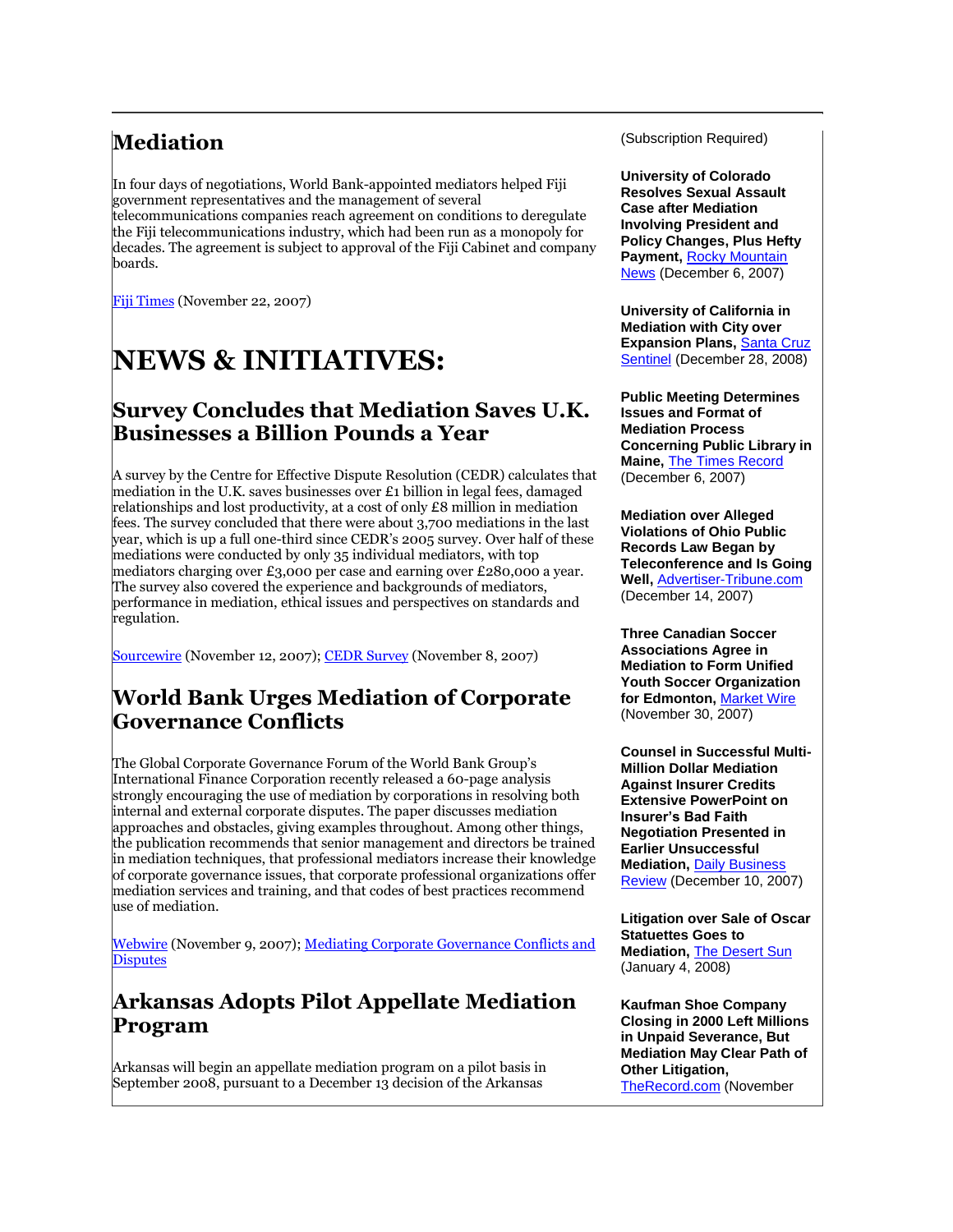## Mediation

In four days of negotiations, World Bank-appointed mediators helped Fiji government representatives and the management of several telecommunications companies reach agreement on conditions to deregulate the Fiji telecommunications industry, which had been run as a monopoly for decades. The agreement is subject to approval of the Fiji Cabinet and company boards.

Fiji Times (November 22, 2007)

# NEWS & INITIATIVES:

## Survey Concludes that Mediation Saves U.K. Businesses a Billion Pounds a Year

A survey by the Centre for Effective Dispute Resolution (CEDR) calculates that mediation in the U.K. saves businesses over £1 billion in legal fees, damaged relationships and lost productivity, at a cost of only £8 million in mediation fees. The survey concluded that there were about 3,700 mediations in the last year, which is up a full one-third since CEDR's 2005 survey. Over half of these mediations were conducted by only 35 individual mediators, with top mediators charging over £3,000 per case and earning over £280,000 a year. The survey also covered the experience and backgrounds of mediators, performance in mediation, ethical issues and perspectives on standards and regulation.

Sourcewire (November 12, 2007); CEDR Survey (November 8, 2007)

## World Bank Urges Mediation of Corporate Governance Conflicts

The Global Corporate Governance Forum of the World Bank Group's International Finance Corporation recently released a 60-page analysis strongly encouraging the use of mediation by corporations in resolving both internal and external corporate disputes. The paper discusses mediation approaches and obstacles, giving examples throughout. Among other things, the publication recommends that senior management and directors be trained in mediation techniques, that professional mediators increase their knowledge of corporate governance issues, that corporate professional organizations offer mediation services and training, and that codes of best practices recommend use of mediation.

Webwire (November 9, 2007); Mediating Corporate Governance Conflicts and Disputes

## Arkansas Adopts Pilot Appellate Mediation Program

Arkansas will begin an appellate mediation program on a pilot basis in September 2008, pursuant to a December 13 decision of the Arkansas

(Subscription Required)

**University of Colorado Resolves Sexual Assault Case after Mediation Involving President and Policy Changes, Plus Hefty Payment,** Rocky Mountain News (December 6, 2007)

**University of California in Mediation with City over Expansion Plans,** Santa Cruz Sentinel (December 28, 2008)

**Public Meeting Determines Issues and Format of Mediation Process Concerning Public Library in Maine,** The Times Record (December 6, 2007)

**Mediation over Alleged Violations of Ohio Public Records Law Began by Teleconference and Is Going Well,** Advertiser-Tribune.com (December 14, 2007)

**Three Canadian Soccer Associations Agree in Mediation to Form Unified Youth Soccer Organization for Edmonton,** Market Wire (November 30, 2007)

**Counsel in Successful Multi-Million Dollar Mediation Against Insurer Credits Extensive PowerPoint on Insurer's Bad Faith Negotiation Presented in Earlier Unsuccessful Mediation,** Daily Business Review (December 10, 2007)

**Litigation over Sale of Oscar Statuettes Goes to Mediation,** The Desert Sun (January 4, 2008)

**Kaufman Shoe Company Closing in 2000 Left Millions in Unpaid Severance, But Mediation May Clear Path of Other Litigation,** TheRecord.com (November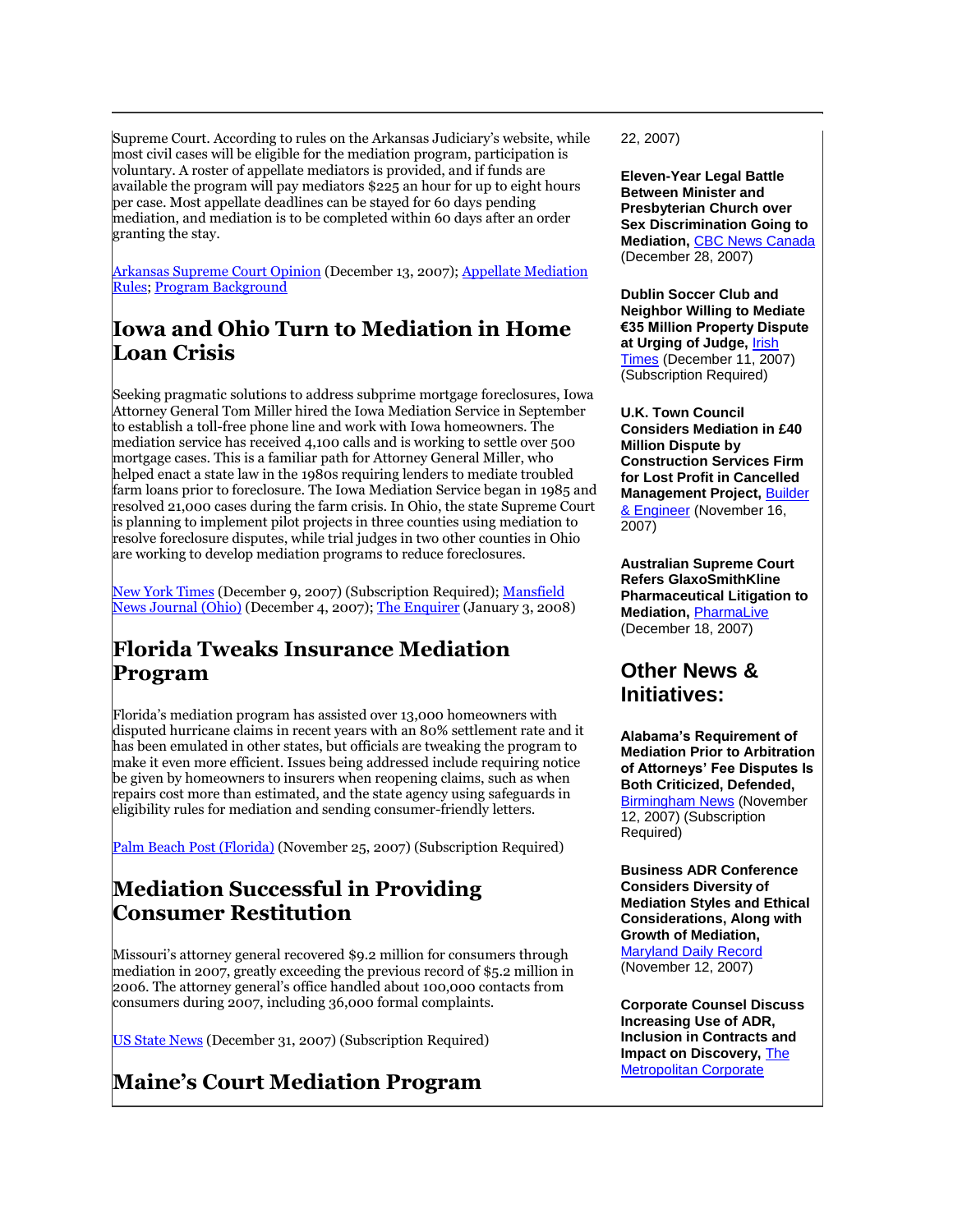Supreme Court. According to rules on the Arkansas Judiciary's website, while most civil cases will be eligible for the mediation program, participation is voluntary. A roster of appellate mediators is provided, and if funds are available the program will pay mediators $225 an hour for up to eight hours per case. Most appellate deadlines can be stayed for 60 days pending mediation, and mediation is to be completed within 60 days after an order granting the stay.

Arkansas Supreme Court Opinion (December 13, 2007); Appellate Mediation Rules; Program Background

## Iowa and Ohio Turn to Mediation in Home Loan Crisis

Seeking pragmatic solutions to address subprime mortgage foreclosures, Iowa Attorney General Tom Miller hired the Iowa Mediation Service in September to establish a toll-free phone line and work with Iowa homeowners. The mediation service has received 4,100 calls and is working to settle over 500 mortgage cases. This is a familiar path for Attorney General Miller, who helped enact a state law in the 1980s requiring lenders to mediate troubled farm loans prior to foreclosure. The Iowa Mediation Service began in 1985 and resolved 21,000 cases during the farm crisis. In Ohio, the state Supreme Court is planning to implement pilot projects in three counties using mediation to resolve foreclosure disputes, while trial judges in two other counties in Ohio are working to develop mediation programs to reduce foreclosures.

New York Times (December 9, 2007) (Subscription Required); Mansfield News Journal (Ohio) (December 4, 2007); The Enquirer (January 3, 2008)

## Florida Tweaks Insurance Mediation Program

Florida's mediation program has assisted over 13,000 homeowners with disputed hurricane claims in recent years with an 80% settlement rate and it has been emulated in other states, but officials are tweaking the program to make it even more efficient. Issues being addressed include requiring notice be given by homeowners to insurers when reopening claims, such as when repairs cost more than estimated, and the state agency using safeguards in eligibility rules for mediation and sending consumer-friendly letters.

Palm Beach Post (Florida) (November 25, 2007) (Subscription Required)

## Mediation Successful in Providing Consumer Restitution

Missouri's attorney general recovered $9.2 million for consumers through mediation in 2007, greatly exceeding the previous record of $5.2 million in 2006. The attorney general's office handled about 100,000 contacts from consumers during 2007, including 36,000 formal complaints.

US State News (December 31, 2007) (Subscription Required)

## Maine's Court Mediation Program

22, 2007)

**Eleven-Year Legal Battle Between Minister and Presbyterian Church over Sex Discrimination Going to Mediation,** CBC News Canada (December 28, 2007)

**Dublin Soccer Club and Neighbor Willing to Mediate €35 Million Property Dispute at Urging of Judge,** Irish Times (December 11, 2007) (Subscription Required)

**U.K. Town Council Considers Mediation in £40 Million Dispute by Construction Services Firm for Lost Profit in Cancelled Management Project,** Builder & Engineer (November 16, 2007)

**Australian Supreme Court Refers GlaxoSmithKline Pharmaceutical Litigation to Mediation,** PharmaLive (December 18, 2007)

## Other News & Initiatives:

**Alabama's Requirement of Mediation Prior to Arbitration of Attorneys' Fee Disputes Is Both Criticized, Defended,** Birmingham News (November 12, 2007) (Subscription Required)

**Business ADR Conference Considers Diversity of Mediation Styles and Ethical Considerations, Along with Growth of Mediation,** Maryland Daily Record (November 12, 2007)

**Corporate Counsel Discuss Increasing Use of ADR, Inclusion in Contracts and Impact on Discovery,** The Metropolitan Corporate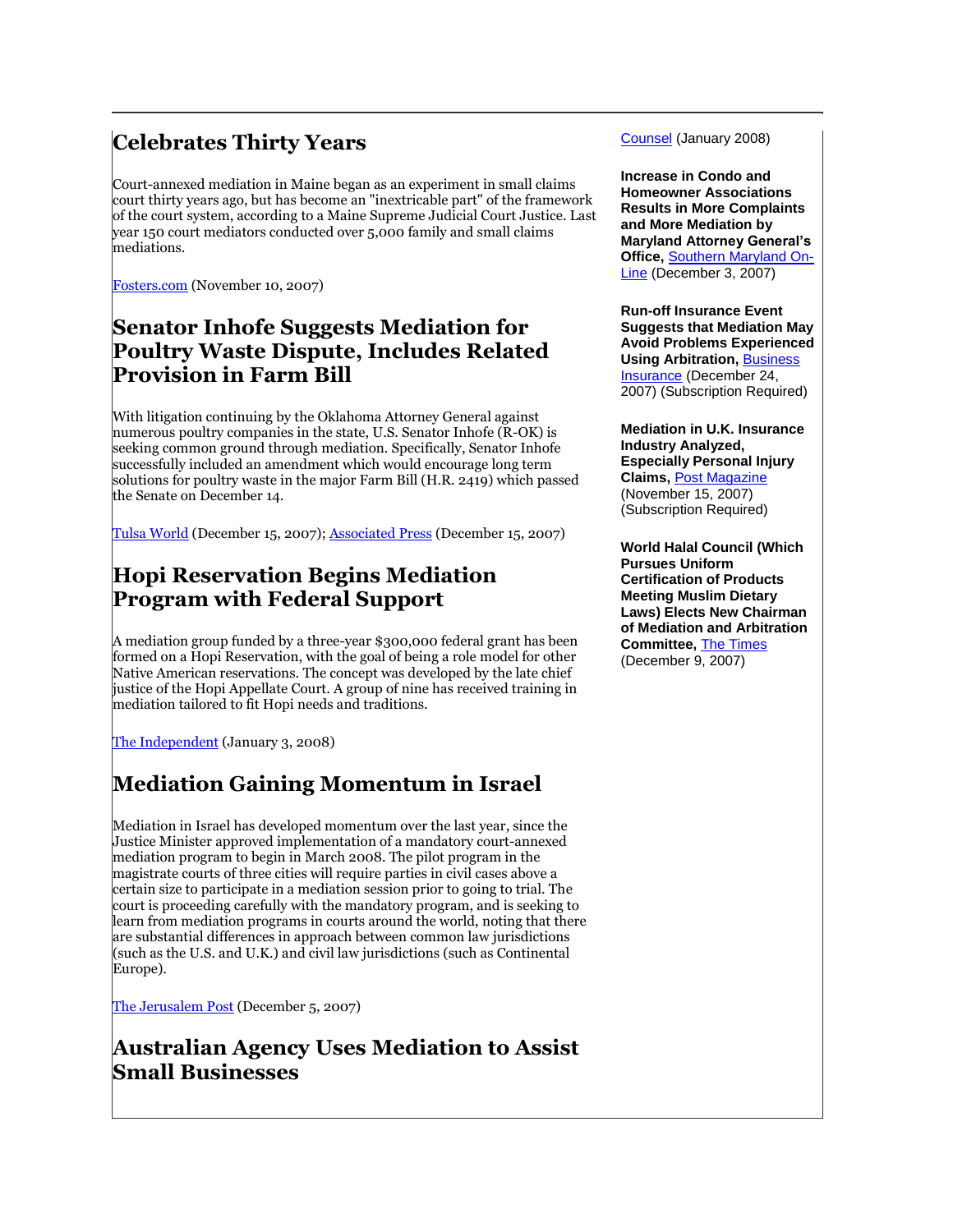## Celebrates Thirty Years

Court-annexed mediation in Maine began as an experiment in small claims court thirty years ago, but has become an "inextricable part" of the framework of the court system, according to a Maine Supreme Judicial Court Justice. Last year 150 court mediators conducted over 5,000 family and small claims mediations.

Fosters.com (November 10, 2007)

## Senator Inhofe Suggests Mediation for Poultry Waste Dispute, Includes Related Provision in Farm Bill

With litigation continuing by the Oklahoma Attorney General against numerous poultry companies in the state, U.S. Senator Inhofe (R-OK) is seeking common ground through mediation. Specifically, Senator Inhofe successfully included an amendment which would encourage long term solutions for poultry waste in the major Farm Bill (H.R. 2419) which passed the Senate on December 14.

Tulsa World (December 15, 2007); Associated Press (December 15, 2007)

## Hopi Reservation Begins Mediation Program with Federal Support

A mediation group funded by a three-year $300,000 federal grant has been formed on a Hopi Reservation, with the goal of being a role model for other Native American reservations. The concept was developed by the late chief justice of the Hopi Appellate Court. A group of nine has received training in mediation tailored to fit Hopi needs and traditions.

The Independent (January 3, 2008)

## Mediation Gaining Momentum in Israel

Mediation in Israel has developed momentum over the last year, since the Justice Minister approved implementation of a mandatory court-annexed mediation program to begin in March 2008. The pilot program in the magistrate courts of three cities will require parties in civil cases above a certain size to participate in a mediation session prior to going to trial. The court is proceeding carefully with the mandatory program, and is seeking to learn from mediation programs in courts around the world, noting that there are substantial differences in approach between common law jurisdictions (such as the U.S. and U.K.) and civil law jurisdictions (such as Continental Europe).

The Jerusalem Post (December 5, 2007)

## Australian Agency Uses Mediation to Assist Small Businesses

Counsel (January 2008)

**Increase in Condo and Homeowner Associations Results in More Complaints and More Mediation by Maryland Attorney General's Office,** Southern Maryland On-Line (December 3, 2007)

**Run-off Insurance Event Suggests that Mediation May Avoid Problems Experienced Using Arbitration,** Business Insurance (December 24, 2007) (Subscription Required)

**Mediation in U.K. Insurance Industry Analyzed, Especially Personal Injury Claims,** Post Magazine (November 15, 2007) (Subscription Required)

**World Halal Council (Which Pursues Uniform Certification of Products Meeting Muslim Dietary Laws) Elects New Chairman of Mediation and Arbitration Committee,** The Times (December 9, 2007)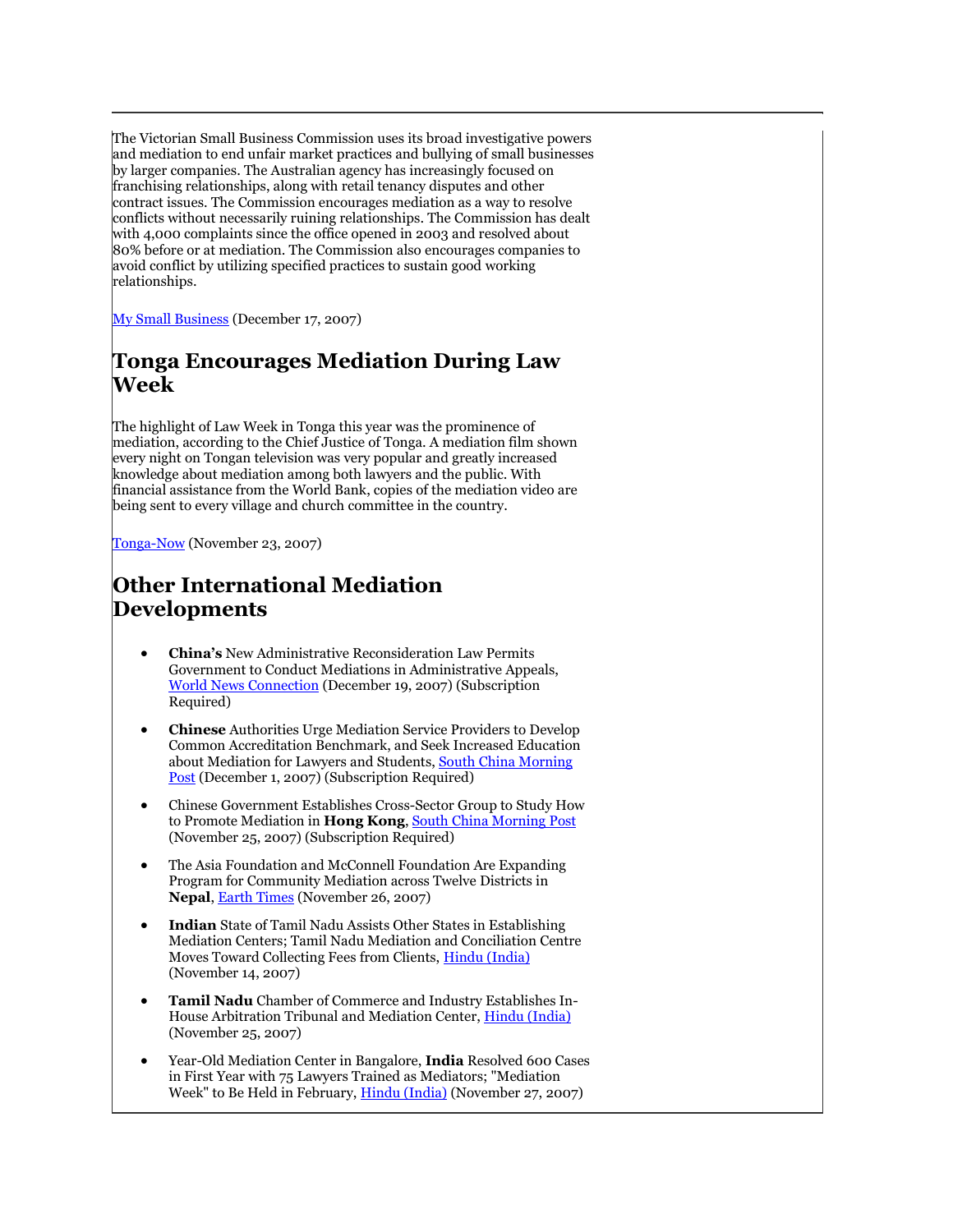The Victorian Small Business Commission uses its broad investigative powers and mediation to end unfair market practices and bullying of small businesses by larger companies. The Australian agency has increasingly focused on franchising relationships, along with retail tenancy disputes and other contract issues. The Commission encourages mediation as a way to resolve conflicts without necessarily ruining relationships. The Commission has dealt with 4,000 complaints since the office opened in 2003 and resolved about 80% before or at mediation. The Commission also encourages companies to avoid conflict by utilizing specified practices to sustain good working relationships.

My Small Business (December 17, 2007)

## Tonga Encourages Mediation During Law Week

The highlight of Law Week in Tonga this year was the prominence of mediation, according to the Chief Justice of Tonga. A mediation film shown every night on Tongan television was very popular and greatly increased knowledge about mediation among both lawyers and the public. With financial assistance from the World Bank, copies of the mediation video are being sent to every village and church committee in the country.

Tonga-Now (November 23, 2007)

## Other International Mediation Developments

- **China's** New Administrative Reconsideration Law Permits Government to Conduct Mediations in Administrative Appeals, World News Connection (December 19, 2007) (Subscription Required)
- **Chinese** Authorities Urge Mediation Service Providers to Develop Common Accreditation Benchmark, and Seek Increased Education about Mediation for Lawyers and Students, South China Morning Post (December 1, 2007) (Subscription Required)
- Chinese Government Establishes Cross-Sector Group to Study How to Promote Mediation in **Hong Kong**, South China Morning Post (November 25, 2007) (Subscription Required)
- The Asia Foundation and McConnell Foundation Are Expanding Program for Community Mediation across Twelve Districts in **Nepal**, Earth Times (November 26, 2007)
- **Indian** State of Tamil Nadu Assists Other States in Establishing Mediation Centers; Tamil Nadu Mediation and Conciliation Centre Moves Toward Collecting Fees from Clients, Hindu (India) (November 14, 2007)
- **Tamil Nadu** Chamber of Commerce and Industry Establishes In-House Arbitration Tribunal and Mediation Center, Hindu (India) (November 25, 2007)
- Year-Old Mediation Center in Bangalore, **India** Resolved 600 Cases in First Year with 75 Lawyers Trained as Mediators; "Mediation Week" to Be Held in February, Hindu (India) (November 27, 2007)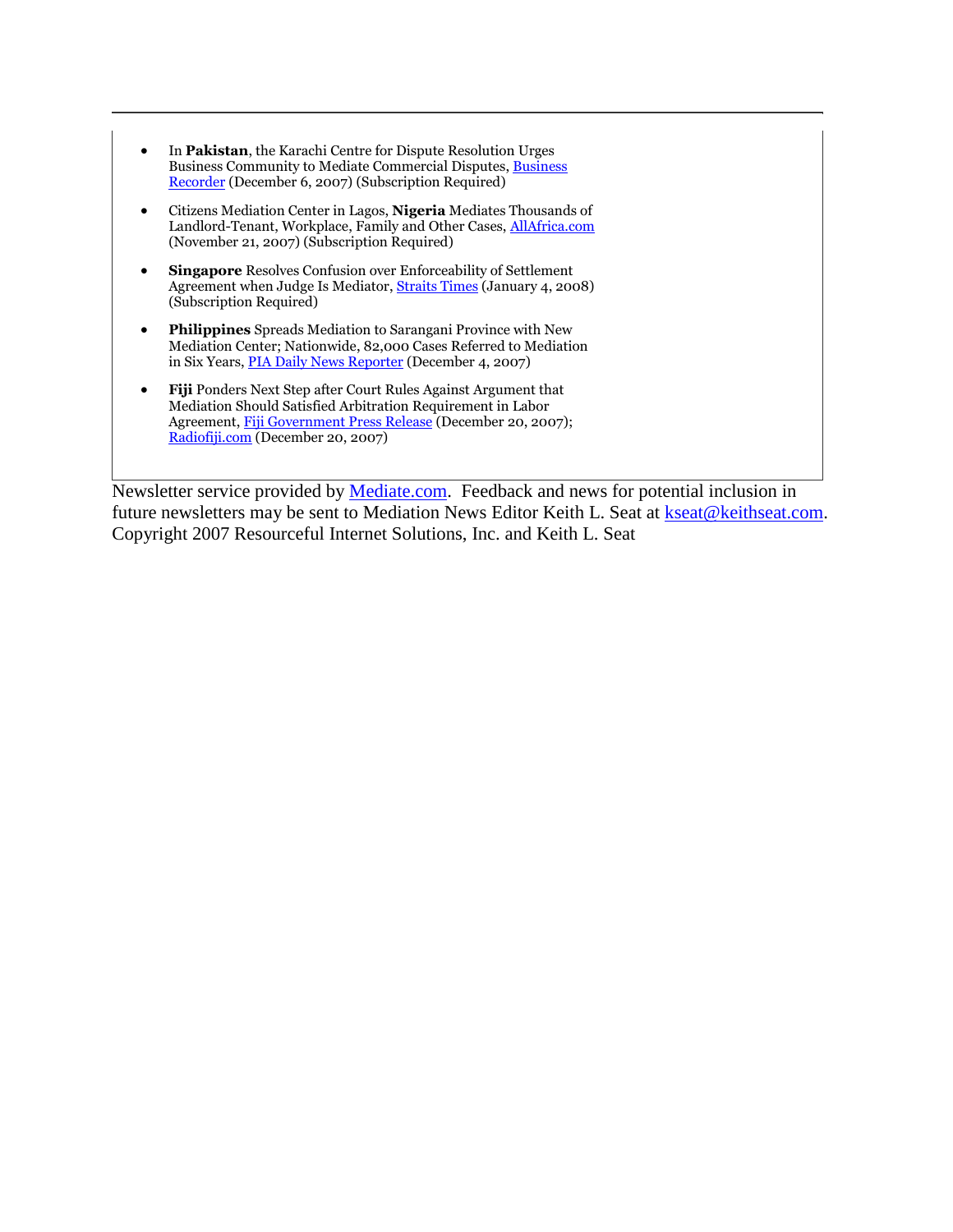- In **Pakistan**, the Karachi Centre for Dispute Resolution Urges Business Community to Mediate Commercial Disputes, Business Recorder (December 6, 2007) (Subscription Required)

- Citizens Mediation Center in Lagos, **Nigeria** Mediates Thousands of Landlord-Tenant, Workplace, Family and Other Cases, AllAfrica.com (November 21, 2007) (Subscription Required)

- **Singapore** Resolves Confusion over Enforceability of Settlement Agreement when Judge Is Mediator, Straits Times (January 4, 2008) (Subscription Required)

- **Philippines** Spreads Mediation to Sarangani Province with New Mediation Center; Nationwide, 82,000 Cases Referred to Mediation in Six Years, PIA Daily News Reporter (December 4, 2007)

- **Fiji** Ponders Next Step after Court Rules Against Argument that Mediation Should Satisfied Arbitration Requirement in Labor Agreement, Fiji Government Press Release (December 20, 2007); Radiofiji.com (December 20, 2007)

Newsletter service provided by Mediate.com. Feedback and news for potential inclusion in future newsletters may be sent to Mediation News Editor Keith L. Seat at kseat@keithseat.com. Copyright 2007 Resourceful Internet Solutions, Inc. and Keith L. Seat